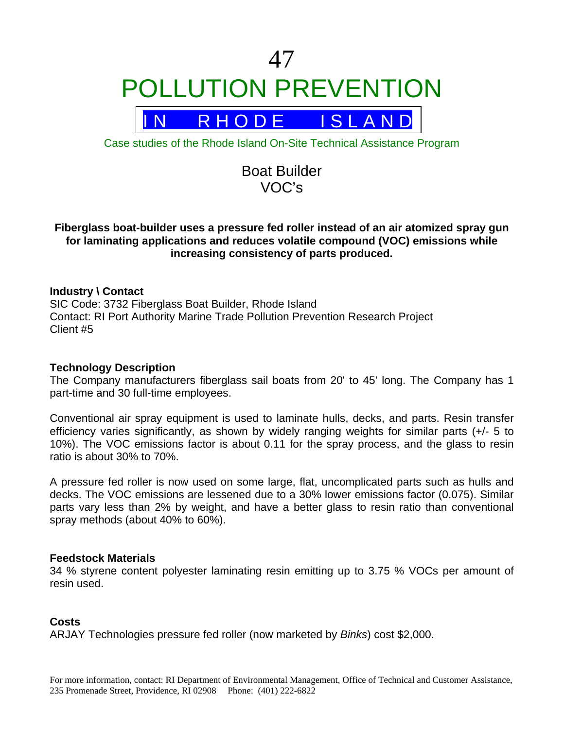# 47

# POLLUTION PREVENTION

## IN RHODE ISLAND

Case studies of the Rhode Island On-Site Technical Assistance Program

## Boat Builder
## VOC's

**Fiberglass boat-builder uses a pressure fed roller instead of an air atomized spray gun for laminating applications and reduces volatile compound (VOC) emissions while increasing consistency of parts produced.**

### Industry \ Contact

SIC Code: 3732 Fiberglass Boat Builder, Rhode Island
Contact: RI Port Authority Marine Trade Pollution Prevention Research Project
Client #5

### Technology Description

The Company manufacturers fiberglass sail boats from 20' to 45' long. The Company has 1 part-time and 30 full-time employees.

Conventional air spray equipment is used to laminate hulls, decks, and parts. Resin transfer efficiency varies significantly, as shown by widely ranging weights for similar parts (+/- 5 to 10%). The VOC emissions factor is about 0.11 for the spray process, and the glass to resin ratio is about 30% to 70%.

A pressure fed roller is now used on some large, flat, uncomplicated parts such as hulls and decks. The VOC emissions are lessened due to a 30% lower emissions factor (0.075). Similar parts vary less than 2% by weight, and have a better glass to resin ratio than conventional spray methods (about 40% to 60%).

### Feedstock Materials

34 % styrene content polyester laminating resin emitting up to 3.75 % VOCs per amount of resin used.

### Costs

ARJAY Technologies pressure fed roller (now marketed by *Binks*) cost $2,000.

For more information, contact: RI Department of Environmental Management, Office of Technical and Customer Assistance, 235 Promenade Street, Providence, RI 02908 Phone: (401) 222-6822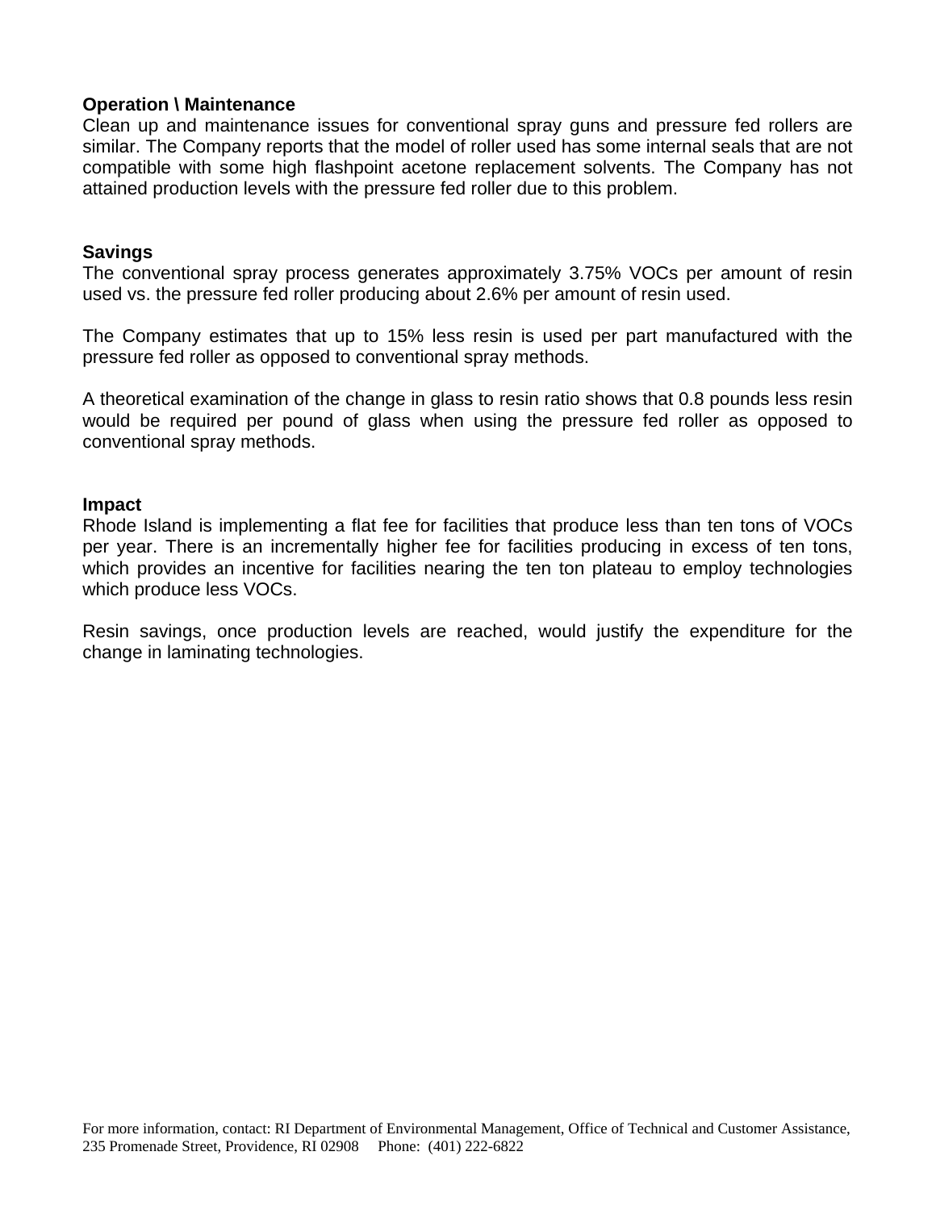**Operation \ Maintenance**

Clean up and maintenance issues for conventional spray guns and pressure fed rollers are similar. The Company reports that the model of roller used has some internal seals that are not compatible with some high flashpoint acetone replacement solvents. The Company has not attained production levels with the pressure fed roller due to this problem.

**Savings**

The conventional spray process generates approximately 3.75% VOCs per amount of resin used vs. the pressure fed roller producing about 2.6% per amount of resin used.

The Company estimates that up to 15% less resin is used per part manufactured with the pressure fed roller as opposed to conventional spray methods.

A theoretical examination of the change in glass to resin ratio shows that 0.8 pounds less resin would be required per pound of glass when using the pressure fed roller as opposed to conventional spray methods.

**Impact**

Rhode Island is implementing a flat fee for facilities that produce less than ten tons of VOCs per year. There is an incrementally higher fee for facilities producing in excess of ten tons, which provides an incentive for facilities nearing the ten ton plateau to employ technologies which produce less VOCs.

Resin savings, once production levels are reached, would justify the expenditure for the change in laminating technologies.

For more information, contact: RI Department of Environmental Management, Office of Technical and Customer Assistance, 235 Promenade Street, Providence, RI 02908 Phone: (401) 222-6822